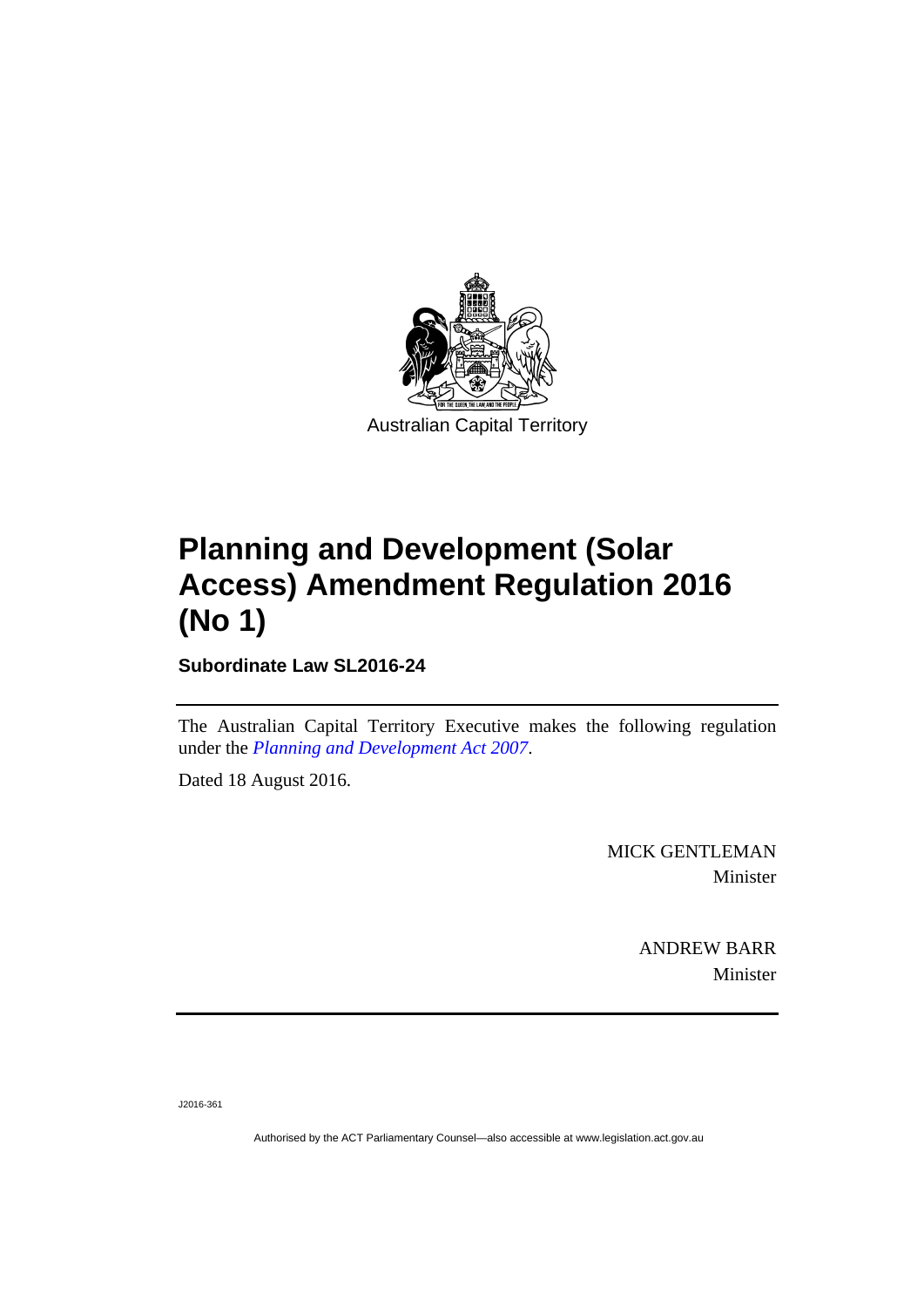Australian Capital Territory

# Planning and Development (Solar Access) Amendment Regulation 2016 (No 1)

**Subordinate Law SL2016-24**

The Australian Capital Territory Executive makes the following regulation under the *Planning and Development Act 2007*.

Dated 18 August 2016.

MICK GENTLEMAN
Minister

ANDREW BARR
Minister

J2016-361

Authorised by the ACT Parliamentary Counsel—also accessible at www.legislation.act.gov.au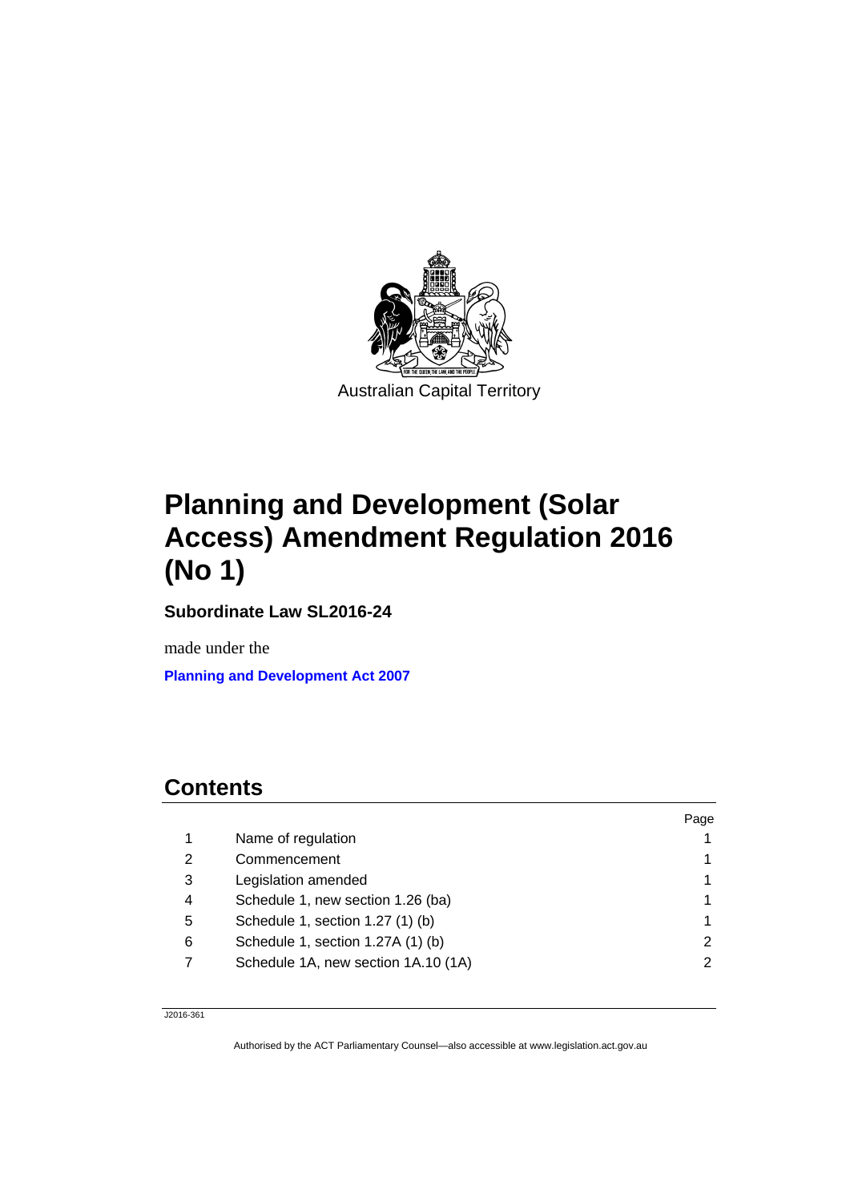Australian Capital Territory

# Planning and Development (Solar Access) Amendment Regulation 2016 (No 1)

**Subordinate Law SL2016-24**

made under the

**Planning and Development Act 2007**

## Contents

| | | Page |
|---|---|---|
| 1 | Name of regulation | 1 |
| 2 | Commencement | 1 |
| 3 | Legislation amended | 1 |
| 4 | Schedule 1, new section 1.26 (ba) | 1 |
| 5 | Schedule 1, section 1.27 (1) (b) | 1 |
| 6 | Schedule 1, section 1.27A (1) (b) | 2 |
| 7 | Schedule 1A, new section 1A.10 (1A) | 2 |

J2016-361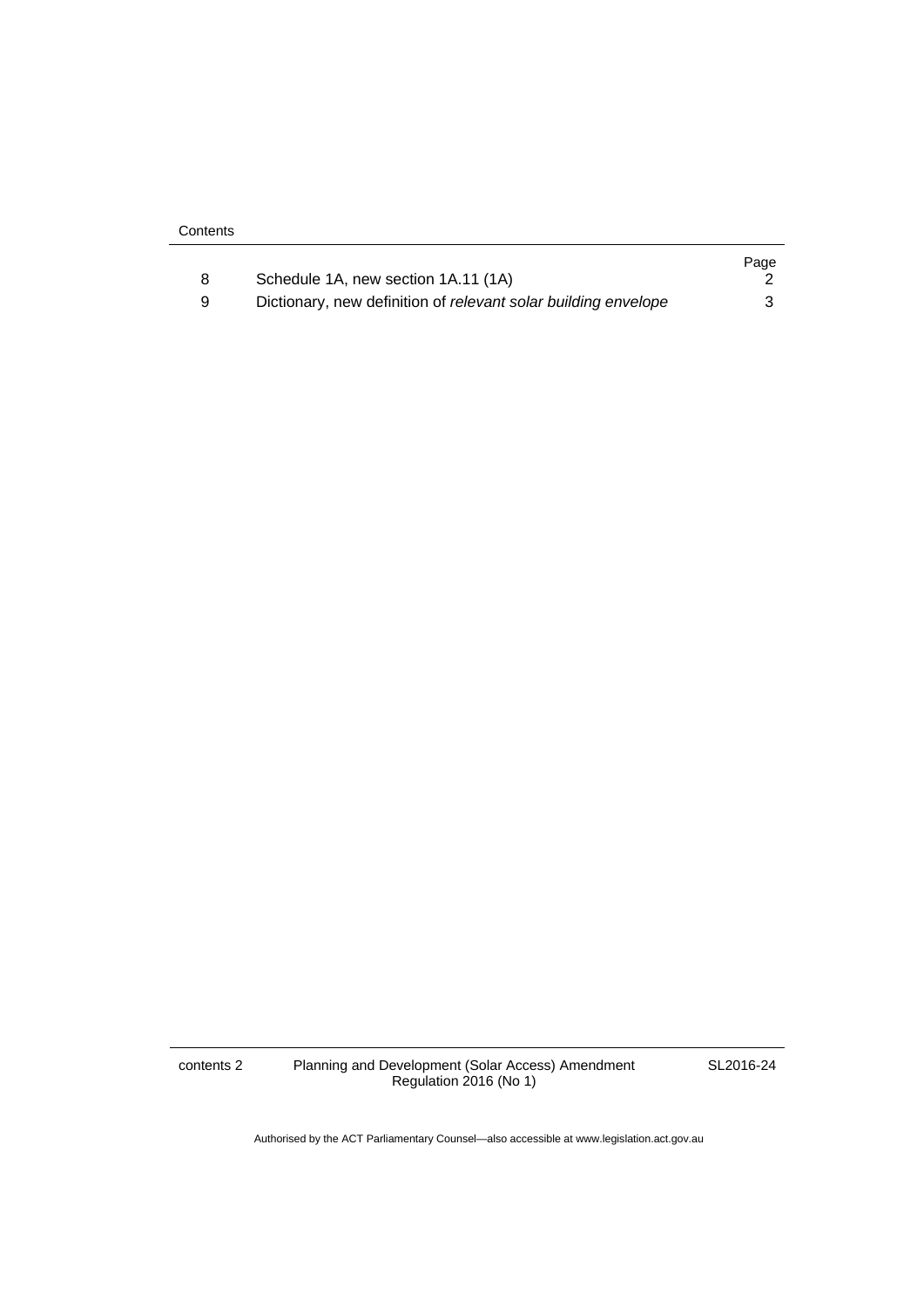Contents

| | | Page |
|---|---|---|
| 8 | Schedule 1A, new section 1A.11 (1A) | 2 |
| 9 | Dictionary, new definition of *relevant solar building envelope* | 3 |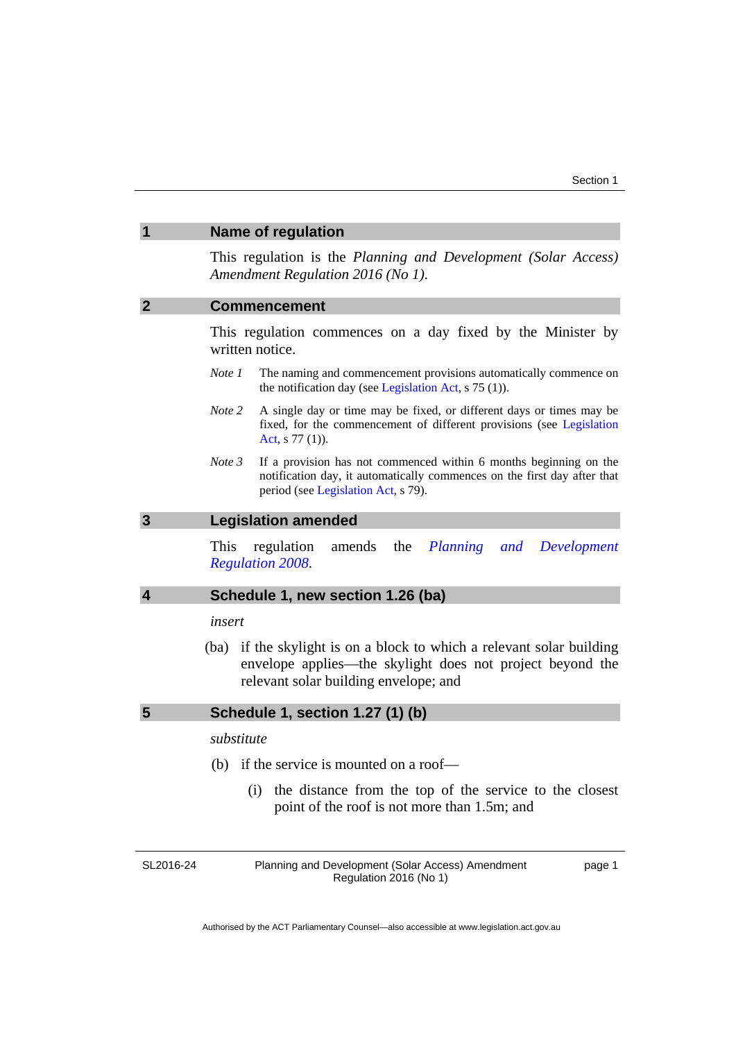## 1 Name of regulation

This regulation is the *Planning and Development (Solar Access) Amendment Regulation 2016 (No 1)*.

## 2 Commencement

This regulation commences on a day fixed by the Minister by written notice.

*Note 1* The naming and commencement provisions automatically commence on the notification day (see Legislation Act, s 75 (1)).

*Note 2* A single day or time may be fixed, or different days or times may be fixed, for the commencement of different provisions (see Legislation Act, s 77 (1)).

*Note 3* If a provision has not commenced within 6 months beginning on the notification day, it automatically commences on the first day after that period (see Legislation Act, s 79).

## 3 Legislation amended

This regulation amends the *Planning and Development Regulation 2008*.

## 4 Schedule 1, new section 1.26 (ba)

*insert*

(ba) if the skylight is on a block to which a relevant solar building envelope applies—the skylight does not project beyond the relevant solar building envelope; and

## 5 Schedule 1, section 1.27 (1) (b)

*substitute*

(b) if the service is mounted on a roof—

(i) the distance from the top of the service to the closest point of the roof is not more than 1.5m; and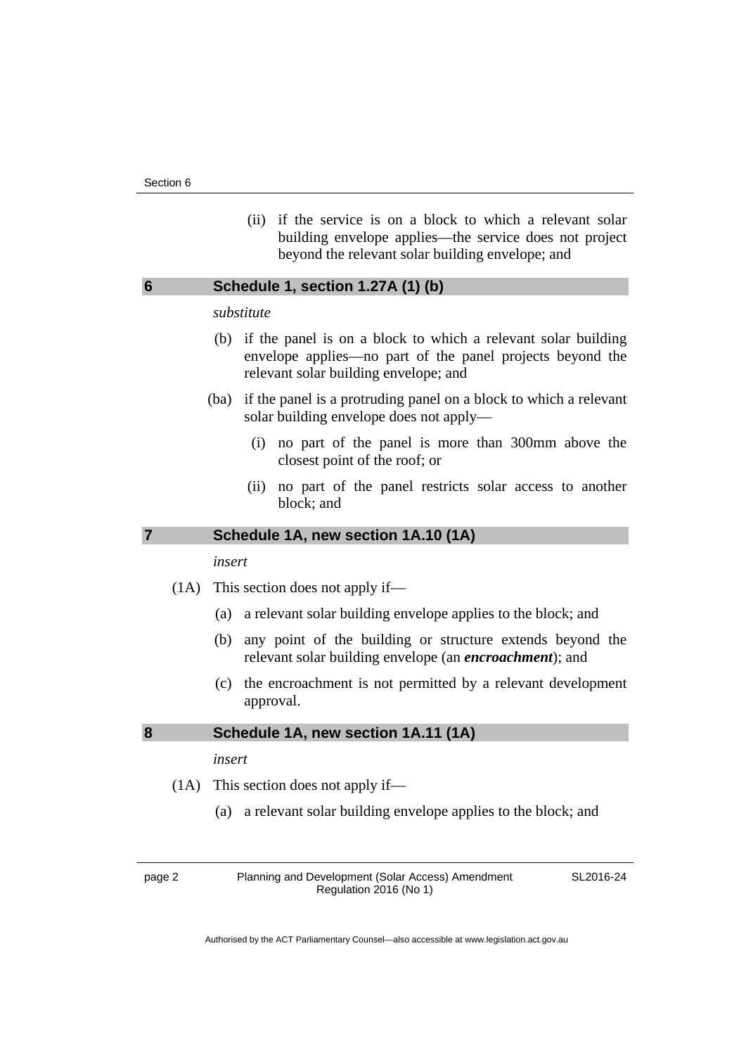(ii) if the service is on a block to which a relevant solar building envelope applies—the service does not project beyond the relevant solar building envelope; and

## 6 Schedule 1, section 1.27A (1) (b)

*substitute*

(b) if the panel is on a block to which a relevant solar building envelope applies—no part of the panel projects beyond the relevant solar building envelope; and

(ba) if the panel is a protruding panel on a block to which a relevant solar building envelope does not apply—

(i) no part of the panel is more than 300mm above the closest point of the roof; or

(ii) no part of the panel restricts solar access to another block; and

## 7 Schedule 1A, new section 1A.10 (1A)

*insert*

(1A) This section does not apply if—

(a) a relevant solar building envelope applies to the block; and

(b) any point of the building or structure extends beyond the relevant solar building envelope (an ***encroachment***); and

(c) the encroachment is not permitted by a relevant development approval.

## 8 Schedule 1A, new section 1A.11 (1A)

*insert*

(1A) This section does not apply if—

(a) a relevant solar building envelope applies to the block; and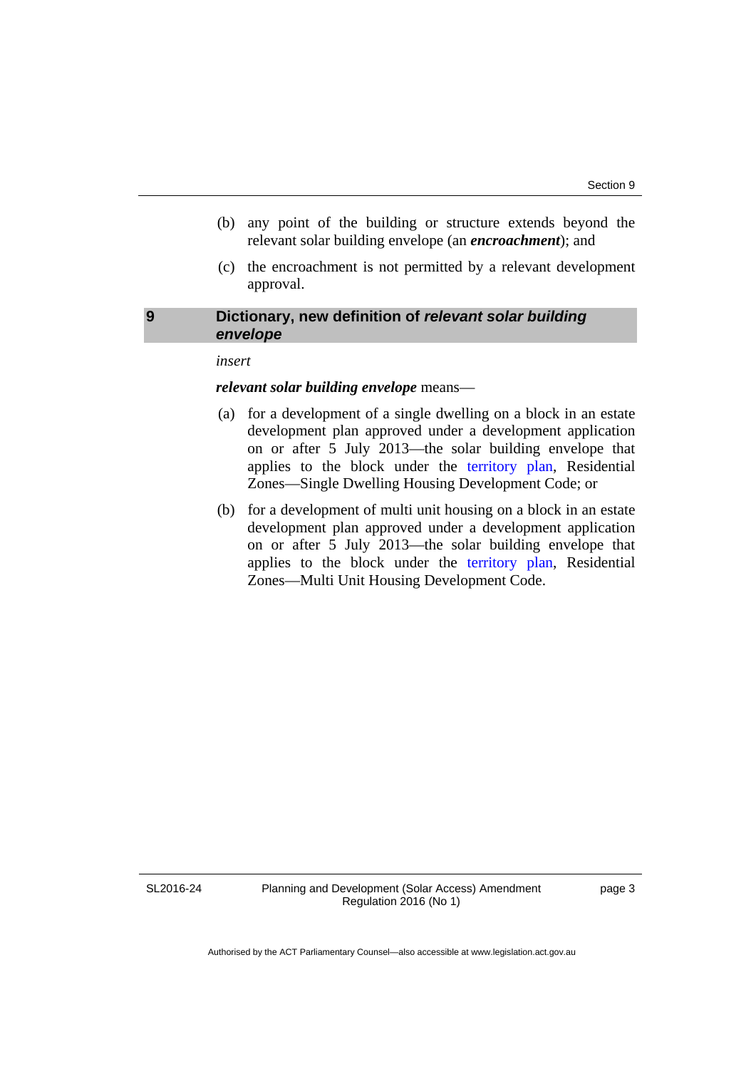(b) any point of the building or structure extends beyond the relevant solar building envelope (an ***encroachment***); and

(c) the encroachment is not permitted by a relevant development approval.

## 9 Dictionary, new definition of *relevant solar building envelope*

*insert*

***relevant solar building envelope*** means—

(a) for a development of a single dwelling on a block in an estate development plan approved under a development application on or after 5 July 2013—the solar building envelope that applies to the block under the territory plan, Residential Zones—Single Dwelling Housing Development Code; or

(b) for a development of multi unit housing on a block in an estate development plan approved under a development application on or after 5 July 2013—the solar building envelope that applies to the block under the territory plan, Residential Zones—Multi Unit Housing Development Code.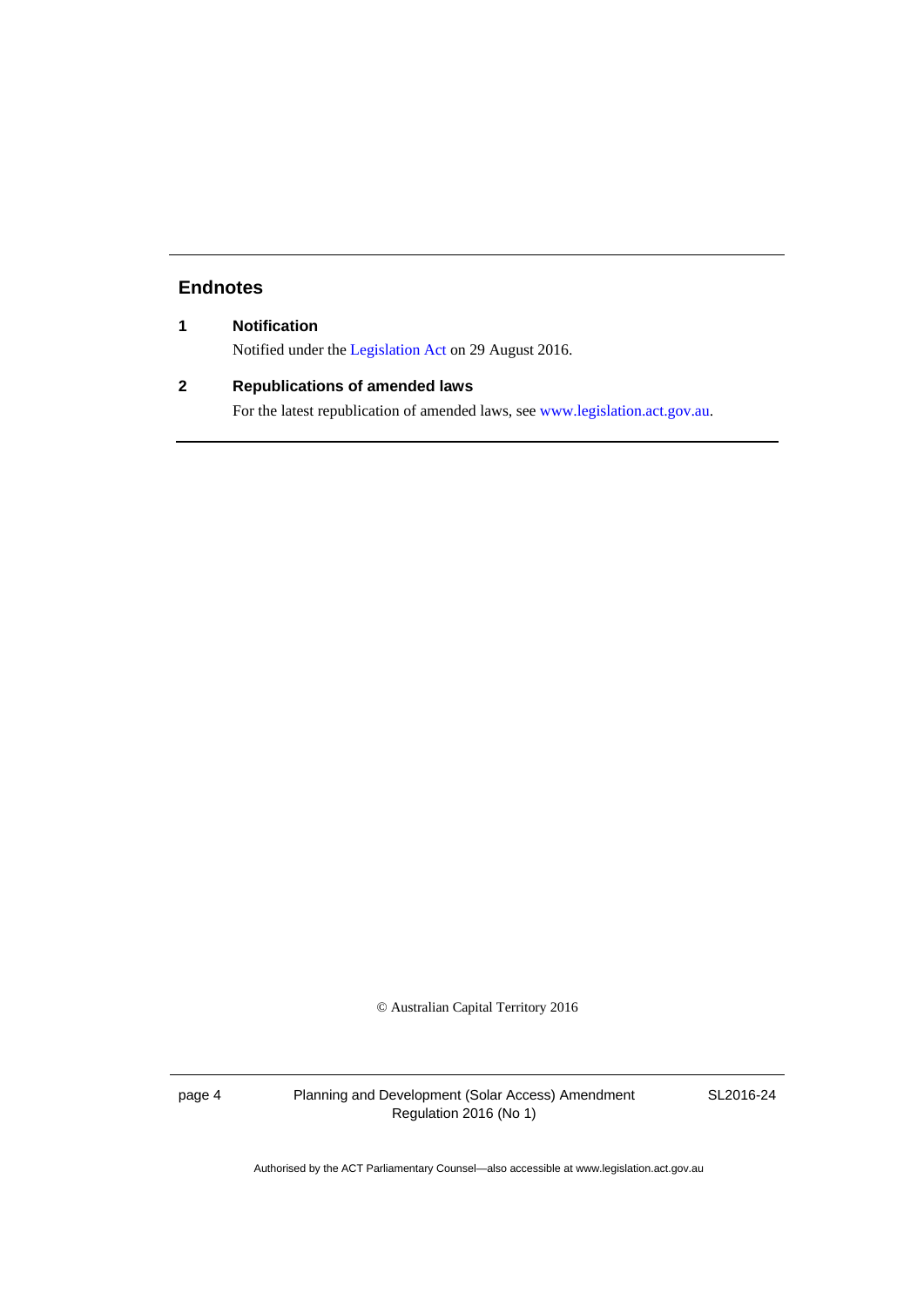## Endnotes

**1 Notification**

Notified under the Legislation Act on 29 August 2016.

**2 Republications of amended laws**

For the latest republication of amended laws, see www.legislation.act.gov.au.

© Australian Capital Territory 2016